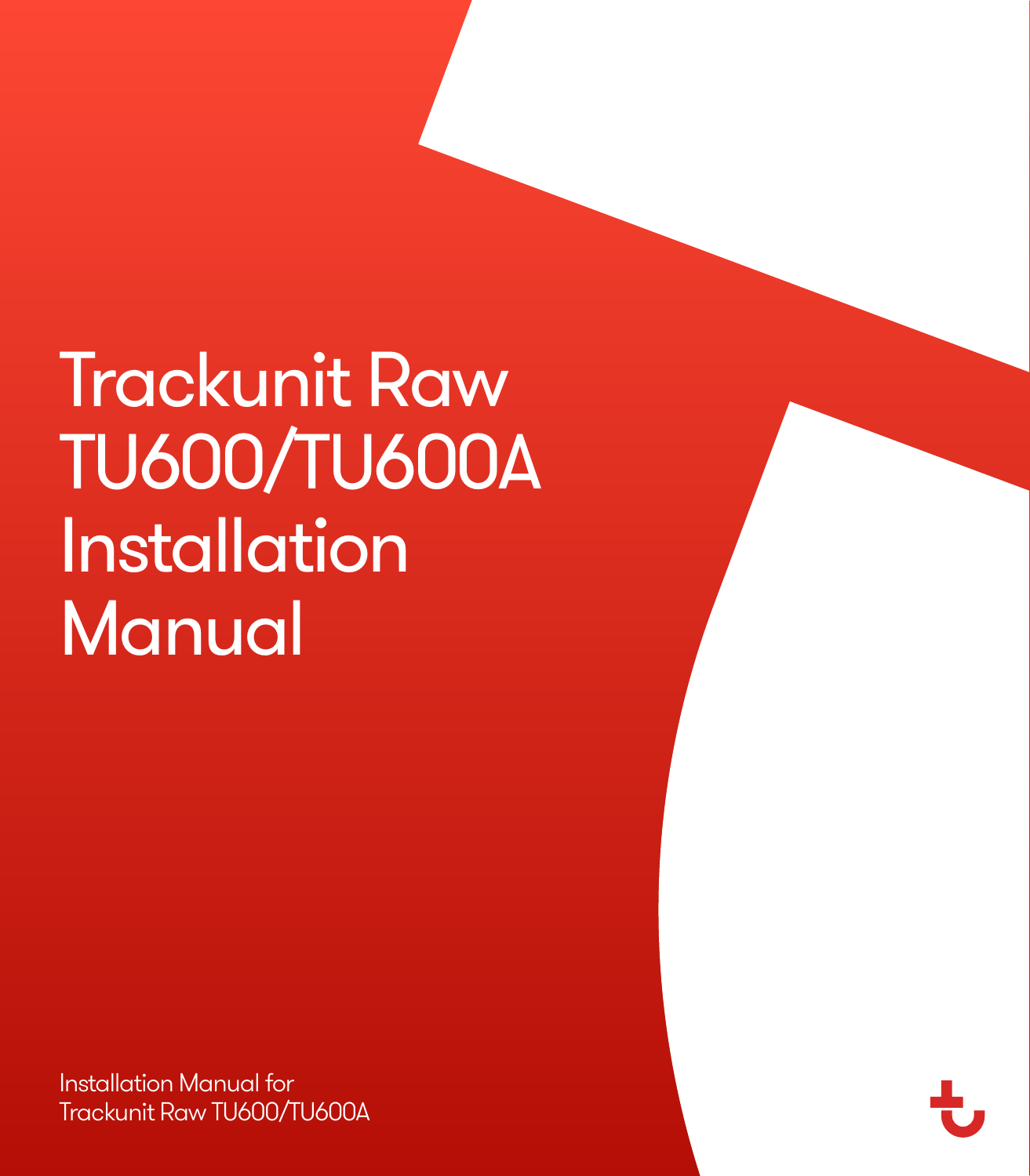# Trackunit Raw TU600/TU600A Installation Manual

Installation Manual for
Trackunit Raw TU600/TU600A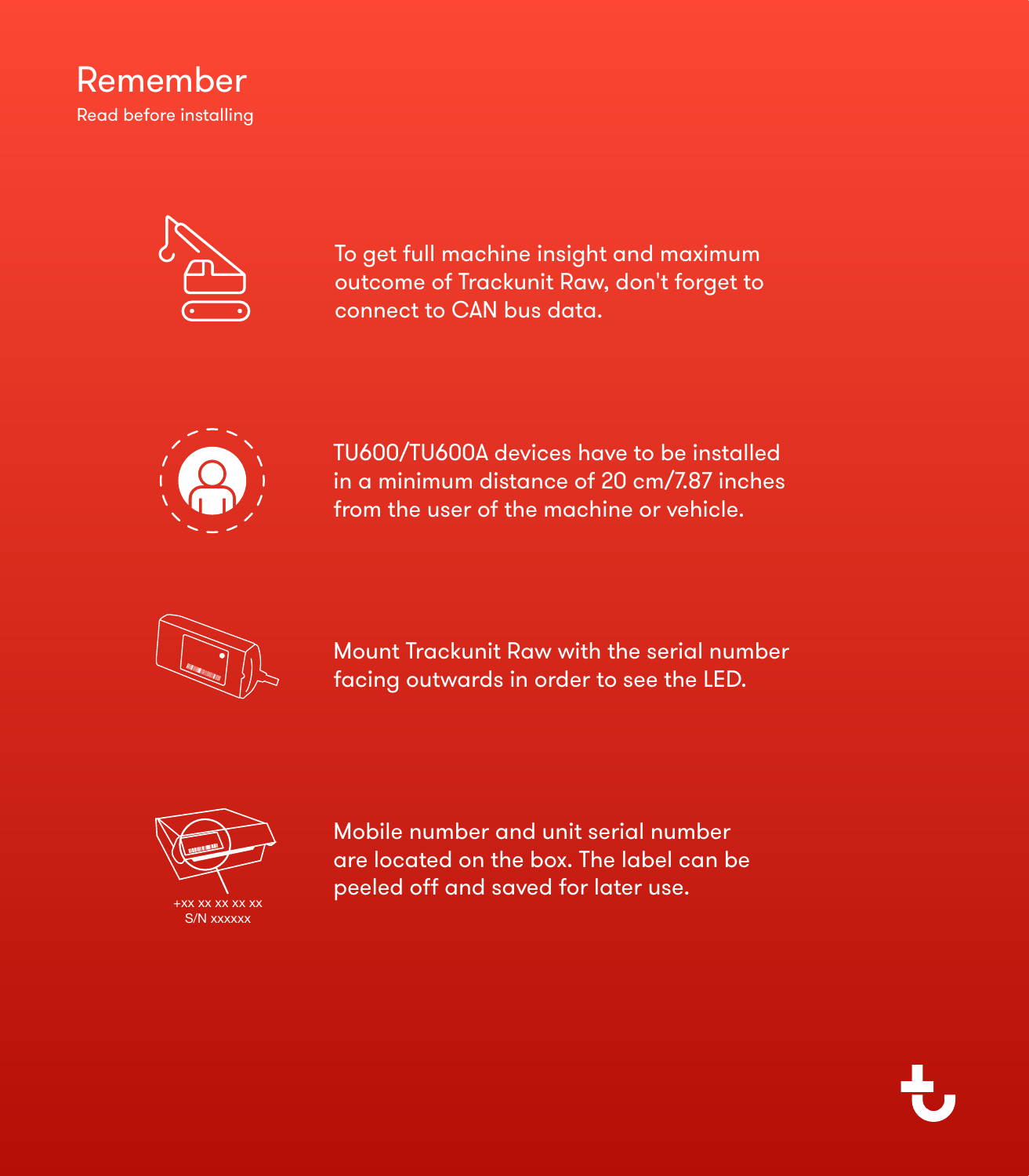# Remember

Read before installing

To get full machine insight and maximum outcome of Trackunit Raw, don't forget to connect to CAN bus data.

TU600/TU600A devices have to be installed in a minimum distance of 20 cm/7.87 inches from the user of the machine or vehicle.

Mount Trackunit Raw with the serial number facing outwards in order to see the LED.

+xx xx xx xx xx
S/N xxxxxx

Mobile number and unit serial number are located on the box. The label can be peeled off and saved for later use.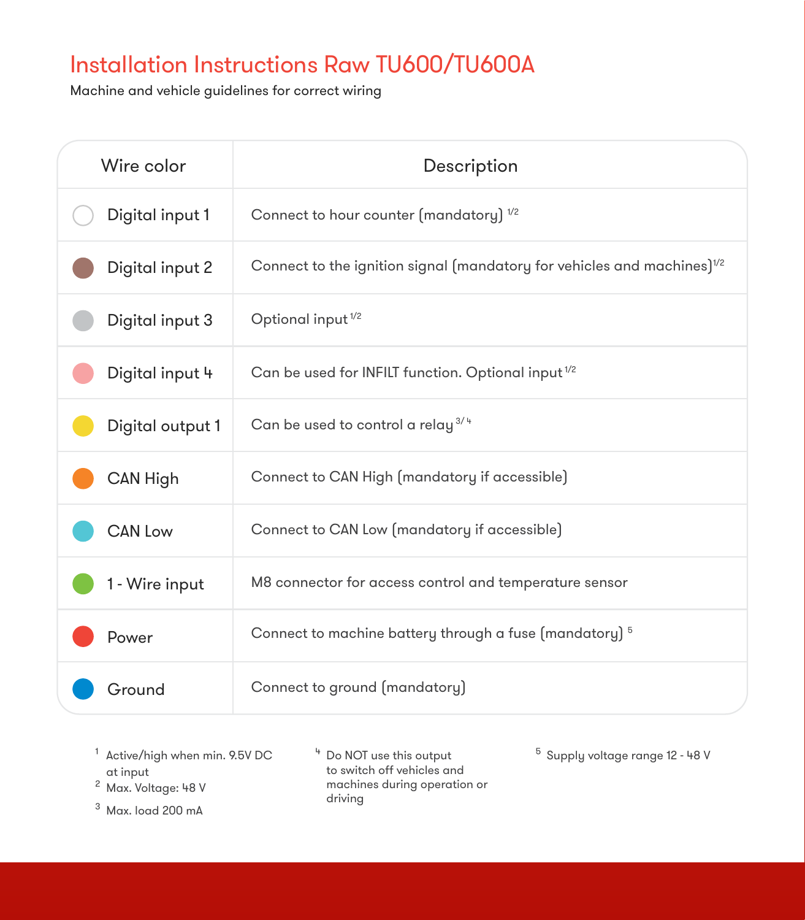# Installation Instructions Raw TU600/TU600A

Machine and vehicle guidelines for correct wiring

| Wire color | Description |
|---|---|
| Digital input 1 | Connect to hour counter (mandatory) [1/2] |
| Digital input 2 | Connect to the ignition signal (mandatory for vehicles and machines) [1/2] |
| Digital input 3 | Optional input [1/2] |
| Digital input 4 | Can be used for INFILT function. Optional input [1/2] |
| Digital output 1 | Can be used to control a relay [3/4] |
| CAN High | Connect to CAN High (mandatory if accessible) |
| CAN Low | Connect to CAN Low (mandatory if accessible) |
| 1 - Wire input | M8 connector for access control and temperature sensor |
| Power | Connect to machine battery through a fuse (mandatory) [5] |
| Ground | Connect to ground (mandatory) |

[1] Active/high when min. 9.5V DC at input

[2] Max. Voltage: 48 V

[3] Max. load 200 mA

[4] Do NOT use this output to switch off vehicles and machines during operation or driving

[5] Supply voltage range 12 - 48 V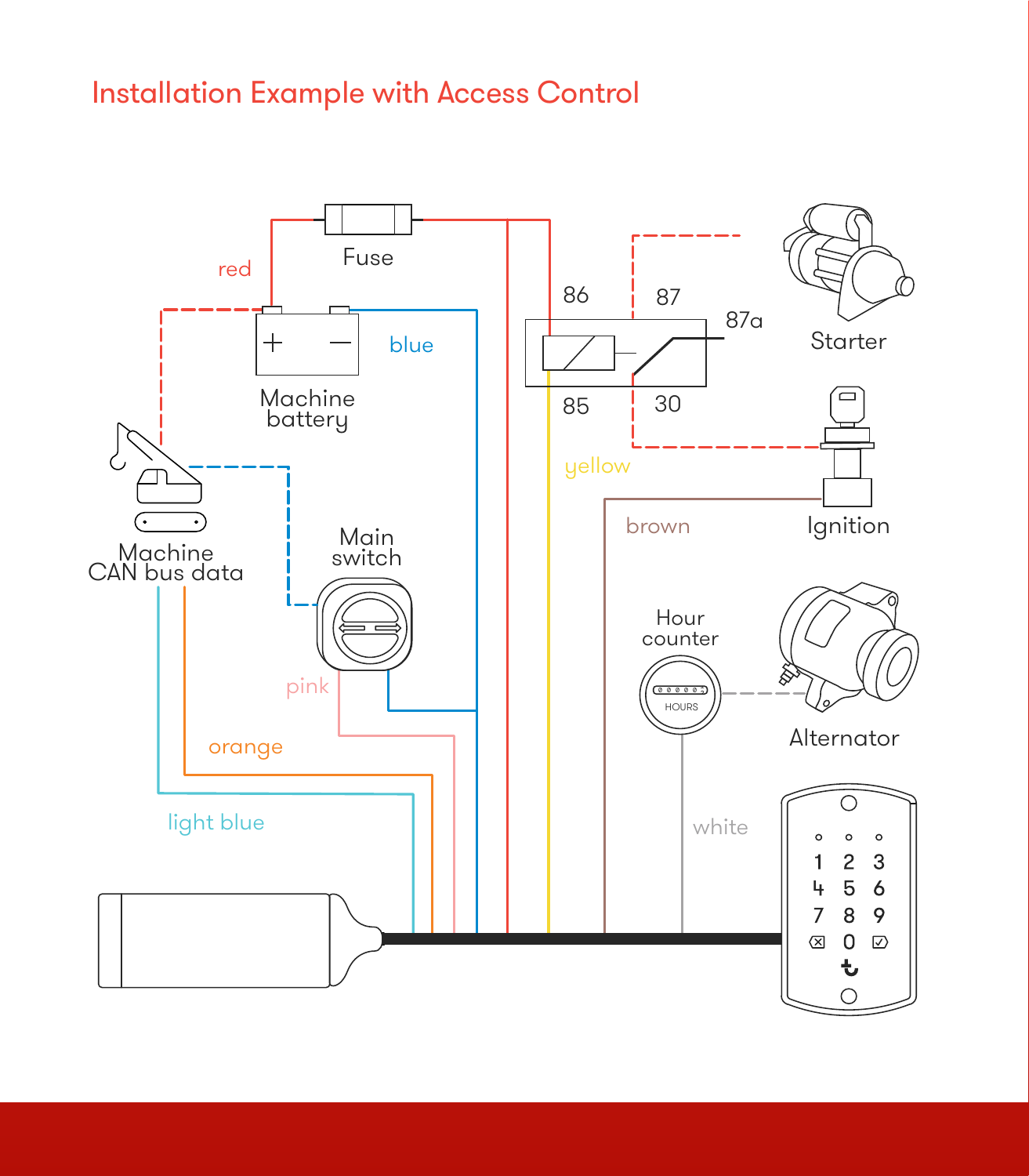# Installation Example with Access Control

red

Fuse

blue

Machine battery

86

87

87a

85

30

Starter

Ignition

yellow

brown

Machine CAN bus data

Main switch

pink

orange

light blue

Hour counter

Alternator

white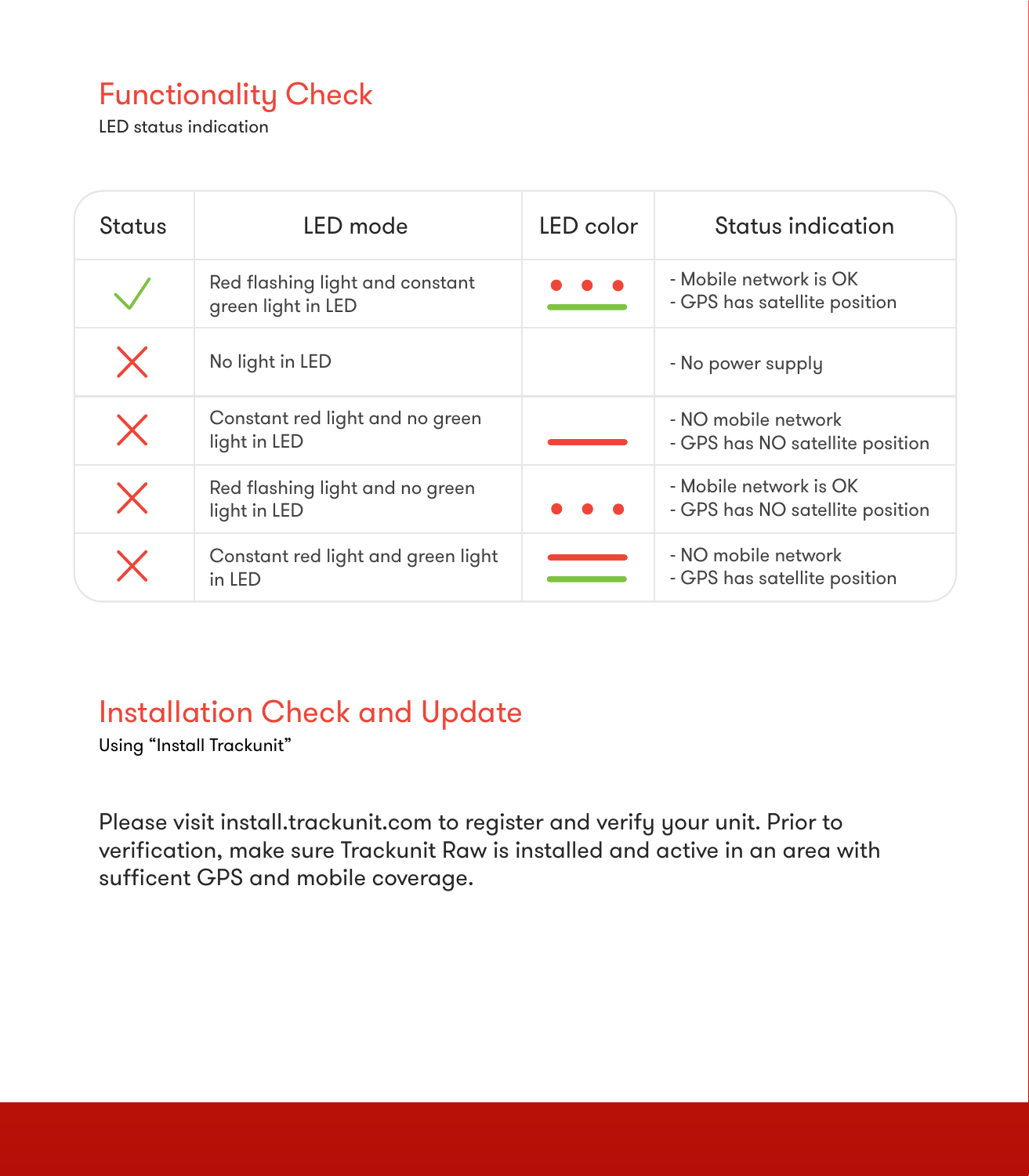## Functionality Check

LED status indication

| Status | LED mode | LED color | Status indication |
| --- | --- | --- | --- |
| ✓ | Red flashing light and constant green light in LED | ● ● ● (red) / ▬ (green) | - Mobile network is OK<br>- GPS has satellite position |
| ✗ | No light in LED | | - No power supply |
| ✗ | Constant red light and no green light in LED | ▬ (red) | - NO mobile network<br>- GPS has NO satellite position |
| ✗ | Red flashing light and no green light in LED | ● ● ● (red) | - Mobile network is OK<br>- GPS has NO satellite position |
| ✗ | Constant red light and green light in LED | ▬ (red) / ▬ (green) | - NO mobile network<br>- GPS has satellite position |

## Installation Check and Update

Using "Install Trackunit"

Please visit install.trackunit.com to register and verify your unit. Prior to verification, make sure Trackunit Raw is installed and active in an area with sufficent GPS and mobile coverage.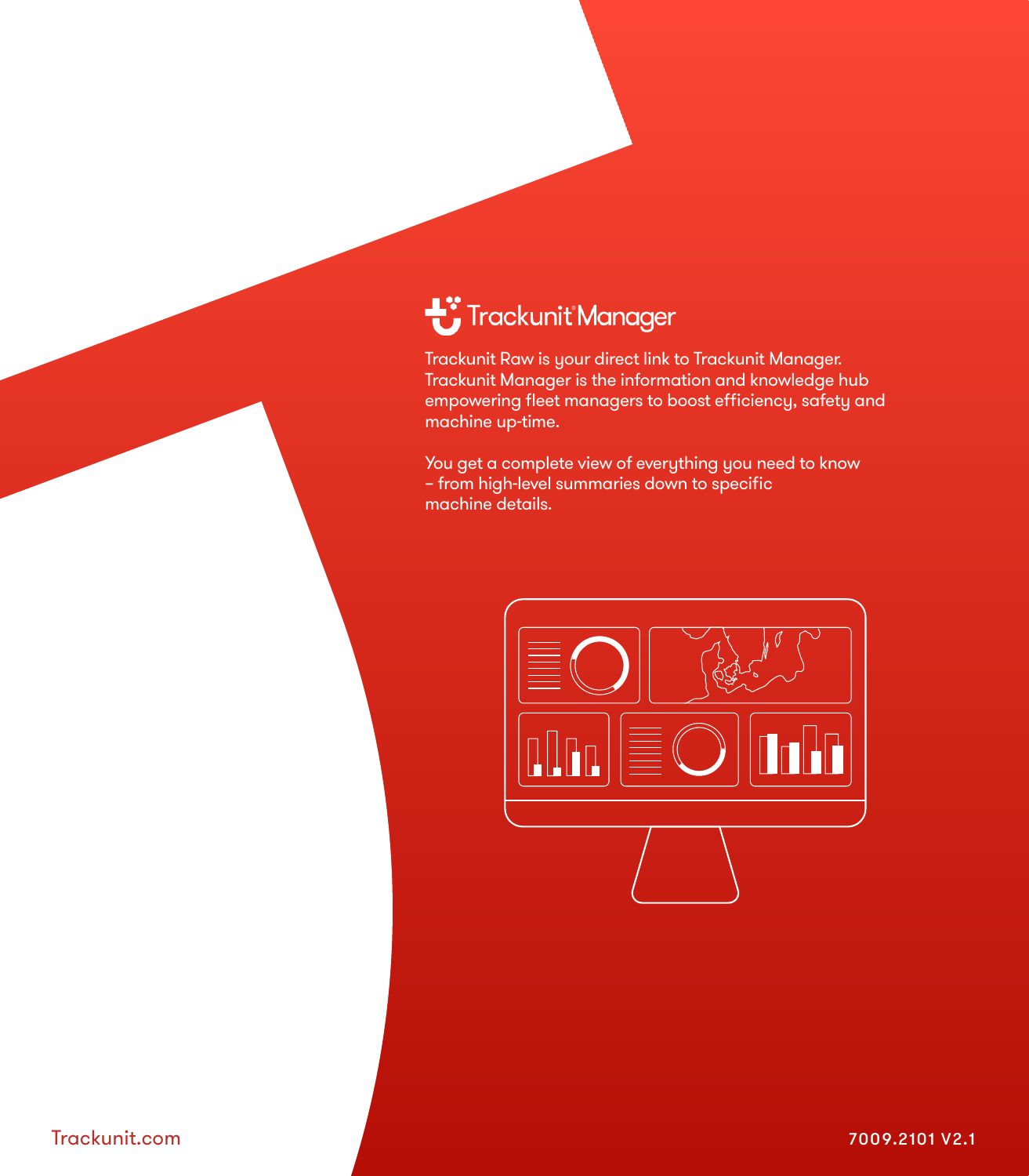## Trackunit® Manager

Trackunit Raw is your direct link to Trackunit Manager. Trackunit Manager is the information and knowledge hub empowering fleet managers to boost efficiency, safety and machine up-time.

You get a complete view of everything you need to know – from high-level summaries down to specific machine details.

Trackunit.com

7009.2101 V2.1